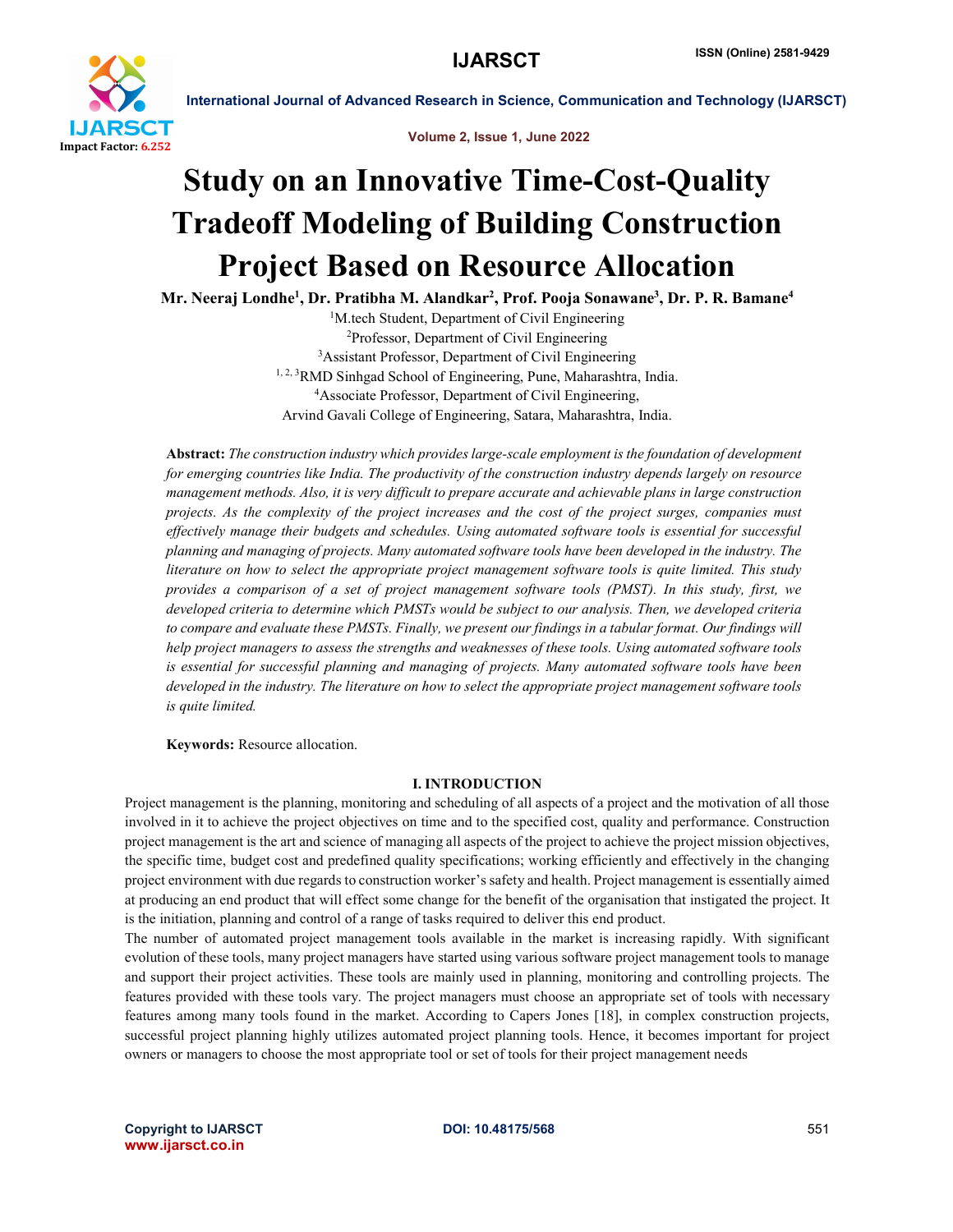# Study on an Innovative Time-Cost-Quality Tradeoff Modeling of Building Construction Project Based on Resource Allocation

**Mr. Neeraj Londhe[1], Dr. Pratibha M. Alandkar[2], Prof. Pooja Sonawane[3], Dr. P. R. Bamane[4]**

[1]M.tech Student, Department of Civil Engineering
[2]Professor, Department of Civil Engineering
[3]Assistant Professor, Department of Civil Engineering
[1, 2, 3]RMD Sinhgad School of Engineering, Pune, Maharashtra, India.
[4]Associate Professor, Department of Civil Engineering,
Arvind Gavali College of Engineering, Satara, Maharashtra, India.

**Abstract:** *The construction industry which provides large-scale employment is the foundation of development for emerging countries like India. The productivity of the construction industry depends largely on resource management methods. Also, it is very difficult to prepare accurate and achievable plans in large construction projects. As the complexity of the project increases and the cost of the project surges, companies must effectively manage their budgets and schedules. Using automated software tools is essential for successful planning and managing of projects. Many automated software tools have been developed in the industry. The literature on how to select the appropriate project management software tools is quite limited. This study provides a comparison of a set of project management software tools (PMST). In this study, first, we developed criteria to determine which PMSTs would be subject to our analysis. Then, we developed criteria to compare and evaluate these PMSTs. Finally, we present our findings in a tabular format. Our findings will help project managers to assess the strengths and weaknesses of these tools. Using automated software tools is essential for successful planning and managing of projects. Many automated software tools have been developed in the industry. The literature on how to select the appropriate project management software tools is quite limited.*

**Keywords:** Resource allocation.

## I. INTRODUCTION

Project management is the planning, monitoring and scheduling of all aspects of a project and the motivation of all those involved in it to achieve the project objectives on time and to the specified cost, quality and performance. Construction project management is the art and science of managing all aspects of the project to achieve the project mission objectives, the specific time, budget cost and predefined quality specifications; working efficiently and effectively in the changing project environment with due regards to construction worker's safety and health. Project management is essentially aimed at producing an end product that will effect some change for the benefit of the organisation that instigated the project. It is the initiation, planning and control of a range of tasks required to deliver this end product.

The number of automated project management tools available in the market is increasing rapidly. With significant evolution of these tools, many project managers have started using various software project management tools to manage and support their project activities. These tools are mainly used in planning, monitoring and controlling projects. The features provided with these tools vary. The project managers must choose an appropriate set of tools with necessary features among many tools found in the market. According to Capers Jones [18], in complex construction projects, successful project planning highly utilizes automated project planning tools. Hence, it becomes important for project owners or managers to choose the most appropriate tool or set of tools for their project management needs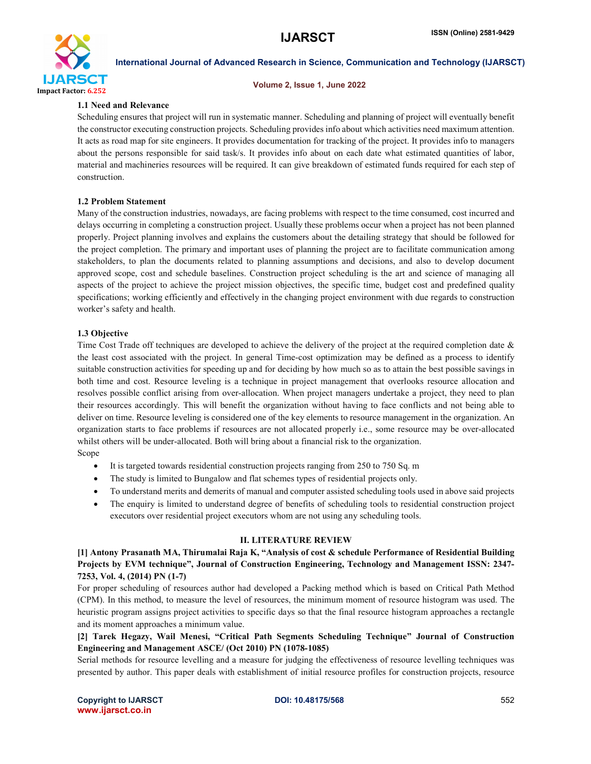### 1.1 Need and Relevance

Scheduling ensures that project will run in systematic manner. Scheduling and planning of project will eventually benefit the constructor executing construction projects. Scheduling provides info about which activities need maximum attention. It acts as road map for site engineers. It provides documentation for tracking of the project. It provides info to managers about the persons responsible for said task/s. It provides info about on each date what estimated quantities of labor, material and machineries resources will be required. It can give breakdown of estimated funds required for each step of construction.

### 1.2 Problem Statement

Many of the construction industries, nowadays, are facing problems with respect to the time consumed, cost incurred and delays occurring in completing a construction project. Usually these problems occur when a project has not been planned properly. Project planning involves and explains the customers about the detailing strategy that should be followed for the project completion. The primary and important uses of planning the project are to facilitate communication among stakeholders, to plan the documents related to planning assumptions and decisions, and also to develop document approved scope, cost and schedule baselines. Construction project scheduling is the art and science of managing all aspects of the project to achieve the project mission objectives, the specific time, budget cost and predefined quality specifications; working efficiently and effectively in the changing project environment with due regards to construction worker's safety and health.

### 1.3 Objective

Time Cost Trade off techniques are developed to achieve the delivery of the project at the required completion date & the least cost associated with the project. In general Time-cost optimization may be defined as a process to identify suitable construction activities for speeding up and for deciding by how much so as to attain the best possible savings in both time and cost. Resource leveling is a technique in project management that overlooks resource allocation and resolves possible conflict arising from over-allocation. When project managers undertake a project, they need to plan their resources accordingly. This will benefit the organization without having to face conflicts and not being able to deliver on time. Resource leveling is considered one of the key elements to resource management in the organization. An organization starts to face problems if resources are not allocated properly i.e., some resource may be over-allocated whilst others will be under-allocated. Both will bring about a financial risk to the organization.

Scope

- It is targeted towards residential construction projects ranging from 250 to 750 Sq. m
- The study is limited to Bungalow and flat schemes types of residential projects only.
- To understand merits and demerits of manual and computer assisted scheduling tools used in above said projects
- The enquiry is limited to understand degree of benefits of scheduling tools to residential construction project executors over residential project executors whom are not using any scheduling tools.

## II. LITERATURE REVIEW

**[1] Antony Prasanath MA, Thirumalai Raja K, "Analysis of cost & schedule Performance of Residential Building Projects by EVM technique", Journal of Construction Engineering, Technology and Management ISSN: 2347-7253, Vol. 4, (2014) PN (1-7)**

For proper scheduling of resources author had developed a Packing method which is based on Critical Path Method (CPM). In this method, to measure the level of resources, the minimum moment of resource histogram was used. The heuristic program assigns project activities to specific days so that the final resource histogram approaches a rectangle and its moment approaches a minimum value.

**[2] Tarek Hegazy, Wail Menesi, "Critical Path Segments Scheduling Technique" Journal of Construction Engineering and Management ASCE/ (Oct 2010) PN (1078-1085)**

Serial methods for resource levelling and a measure for judging the effectiveness of resource levelling techniques was presented by author. This paper deals with establishment of initial resource profiles for construction projects, resource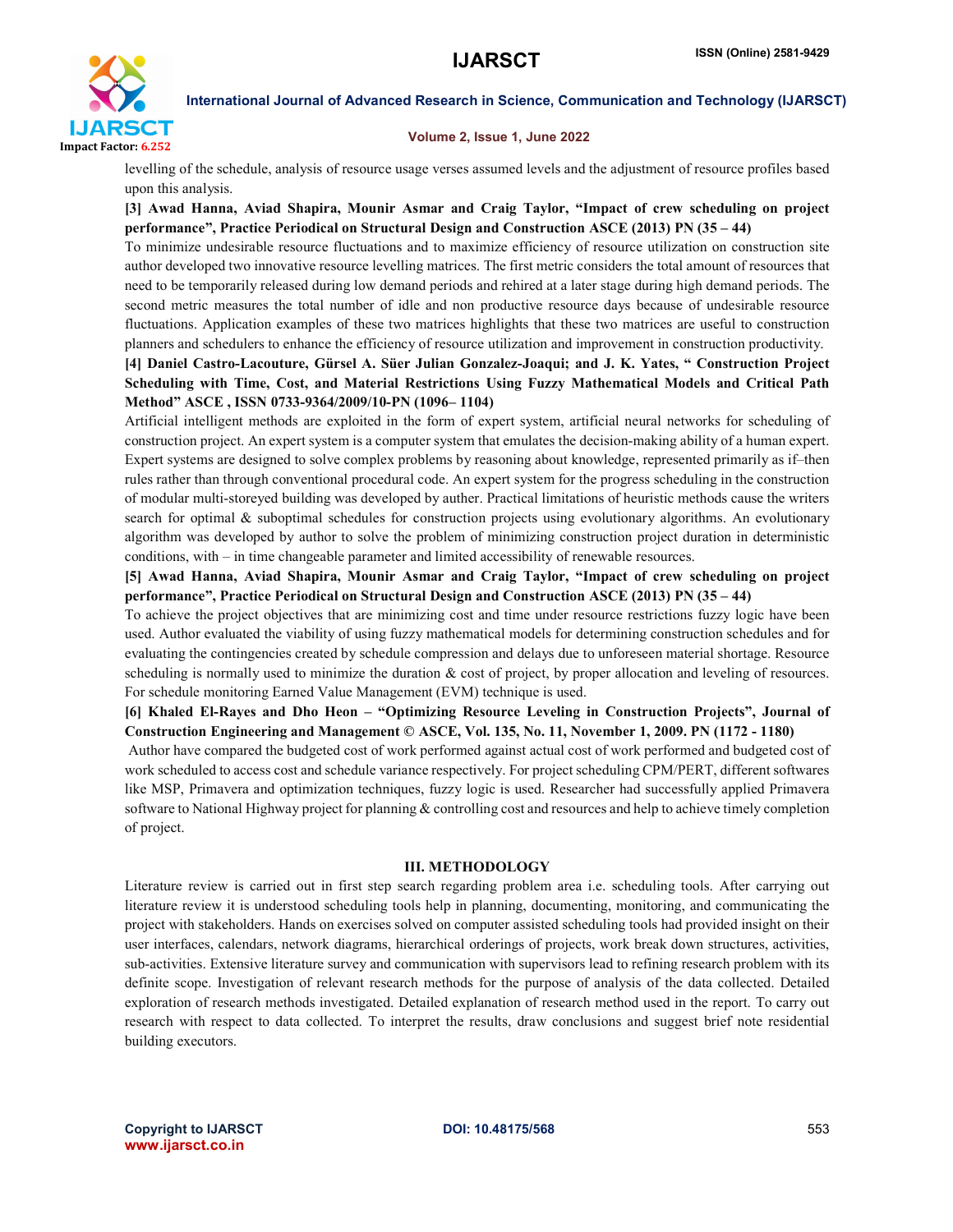levelling of the schedule, analysis of resource usage verses assumed levels and the adjustment of resource profiles based upon this analysis.

**[3] Awad Hanna, Aviad Shapira, Mounir Asmar and Craig Taylor, "Impact of crew scheduling on project performance", Practice Periodical on Structural Design and Construction ASCE (2013) PN (35 – 44)**

To minimize undesirable resource fluctuations and to maximize efficiency of resource utilization on construction site author developed two innovative resource levelling matrices. The first metric considers the total amount of resources that need to be temporarily released during low demand periods and rehired at a later stage during high demand periods. The second metric measures the total number of idle and non productive resource days because of undesirable resource fluctuations. Application examples of these two matrices highlights that these two matrices are useful to construction planners and schedulers to enhance the efficiency of resource utilization and improvement in construction productivity.

**[4] Daniel Castro-Lacouture, Gürsel A. Süer Julian Gonzalez-Joaqui; and J. K. Yates, " Construction Project Scheduling with Time, Cost, and Material Restrictions Using Fuzzy Mathematical Models and Critical Path Method" ASCE , ISSN 0733-9364/2009/10-PN (1096– 1104)**

Artificial intelligent methods are exploited in the form of expert system, artificial neural networks for scheduling of construction project. An expert system is a computer system that emulates the decision-making ability of a human expert. Expert systems are designed to solve complex problems by reasoning about knowledge, represented primarily as if–then rules rather than through conventional procedural code. An expert system for the progress scheduling in the construction of modular multi-storeyed building was developed by auther. Practical limitations of heuristic methods cause the writers search for optimal & suboptimal schedules for construction projects using evolutionary algorithms. An evolutionary algorithm was developed by author to solve the problem of minimizing construction project duration in deterministic conditions, with – in time changeable parameter and limited accessibility of renewable resources.

**[5] Awad Hanna, Aviad Shapira, Mounir Asmar and Craig Taylor, "Impact of crew scheduling on project performance", Practice Periodical on Structural Design and Construction ASCE (2013) PN (35 – 44)**

To achieve the project objectives that are minimizing cost and time under resource restrictions fuzzy logic have been used. Author evaluated the viability of using fuzzy mathematical models for determining construction schedules and for evaluating the contingencies created by schedule compression and delays due to unforeseen material shortage. Resource scheduling is normally used to minimize the duration & cost of project, by proper allocation and leveling of resources. For schedule monitoring Earned Value Management (EVM) technique is used.

**[6] Khaled El-Rayes and Dho Heon – "Optimizing Resource Leveling in Construction Projects", Journal of Construction Engineering and Management © ASCE, Vol. 135, No. 11, November 1, 2009. PN (1172 - 1180)**

Author have compared the budgeted cost of work performed against actual cost of work performed and budgeted cost of work scheduled to access cost and schedule variance respectively. For project scheduling CPM/PERT, different softwares like MSP, Primavera and optimization techniques, fuzzy logic is used. Researcher had successfully applied Primavera software to National Highway project for planning & controlling cost and resources and help to achieve timely completion of project.

## III. METHODOLOGY

Literature review is carried out in first step search regarding problem area i.e. scheduling tools. After carrying out literature review it is understood scheduling tools help in planning, documenting, monitoring, and communicating the project with stakeholders. Hands on exercises solved on computer assisted scheduling tools had provided insight on their user interfaces, calendars, network diagrams, hierarchical orderings of projects, work break down structures, activities, sub-activities. Extensive literature survey and communication with supervisors lead to refining research problem with its definite scope. Investigation of relevant research methods for the purpose of analysis of the data collected. Detailed exploration of research methods investigated. Detailed explanation of research method used in the report. To carry out research with respect to data collected. To interpret the results, draw conclusions and suggest brief note residential building executors.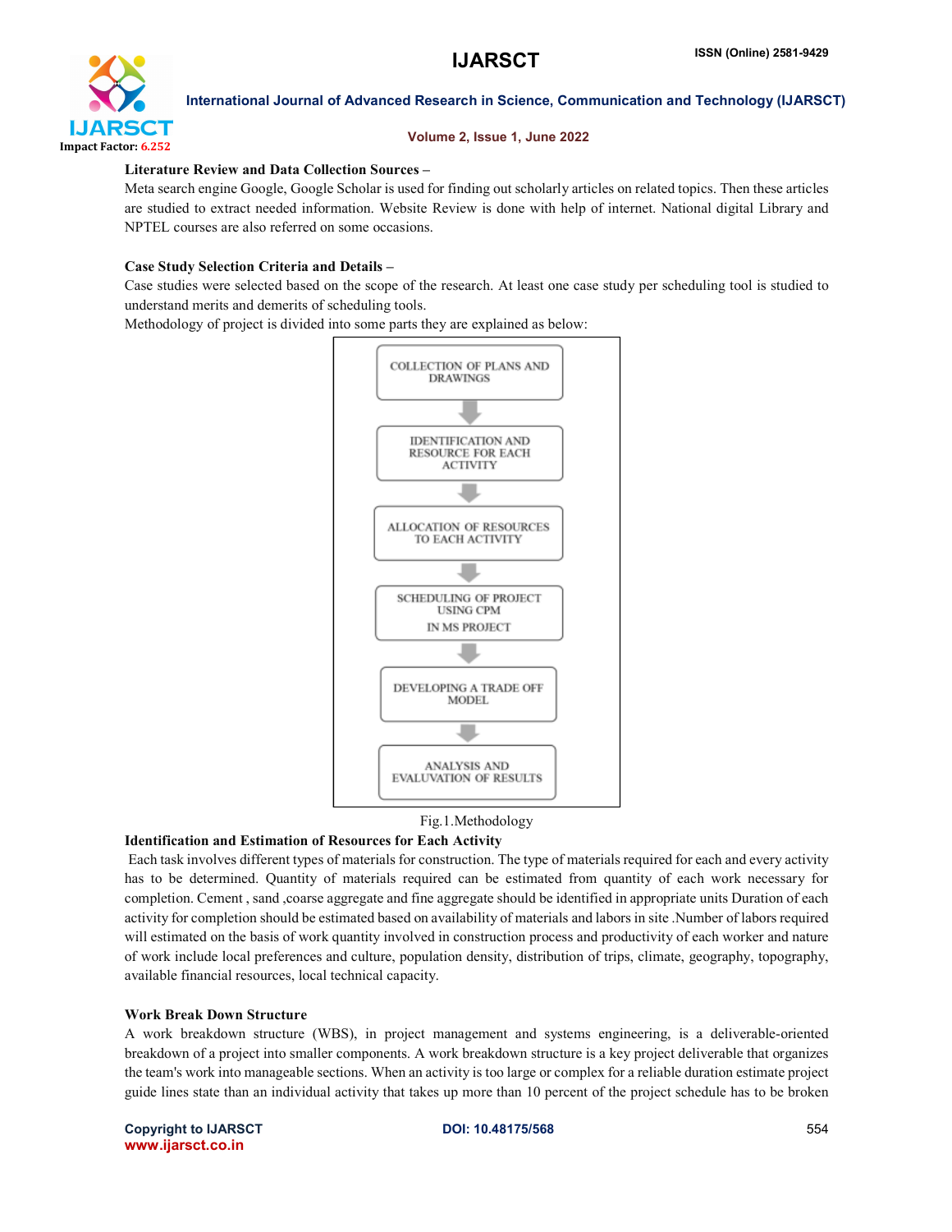**Literature Review and Data Collection Sources –**

Meta search engine Google, Google Scholar is used for finding out scholarly articles on related topics. Then these articles are studied to extract needed information. Website Review is done with help of internet. National digital Library and NPTEL courses are also referred on some occasions.

**Case Study Selection Criteria and Details –**

Case studies were selected based on the scope of the research. At least one case study per scheduling tool is studied to understand merits and demerits of scheduling tools.

Methodology of project is divided into some parts they are explained as below:

COLLECTION OF PLANS AND DRAWINGS

↓

IDENTIFICATION AND RESOURCE FOR EACH ACTIVITY

↓

ALLOCATION OF RESOURCES TO EACH ACTIVITY

↓

SCHEDULING OF PROJECT USING CPM IN MS PROJECT

↓

DEVELOPING A TRADE OFF MODEL

↓

ANALYSIS AND EVALUVATION OF RESULTS

Fig.1.Methodology

**Identification and Estimation of Resources for Each Activity**

Each task involves different types of materials for construction. The type of materials required for each and every activity has to be determined. Quantity of materials required can be estimated from quantity of each work necessary for completion. Cement , sand ,coarse aggregate and fine aggregate should be identified in appropriate units Duration of each activity for completion should be estimated based on availability of materials and labors in site .Number of labors required will estimated on the basis of work quantity involved in construction process and productivity of each worker and nature of work include local preferences and culture, population density, distribution of trips, climate, geography, topography, available financial resources, local technical capacity.

**Work Break Down Structure**

A work breakdown structure (WBS), in project management and systems engineering, is a deliverable-oriented breakdown of a project into smaller components. A work breakdown structure is a key project deliverable that organizes the team's work into manageable sections. When an activity is too large or complex for a reliable duration estimate project guide lines state than an individual activity that takes up more than 10 percent of the project schedule has to be broken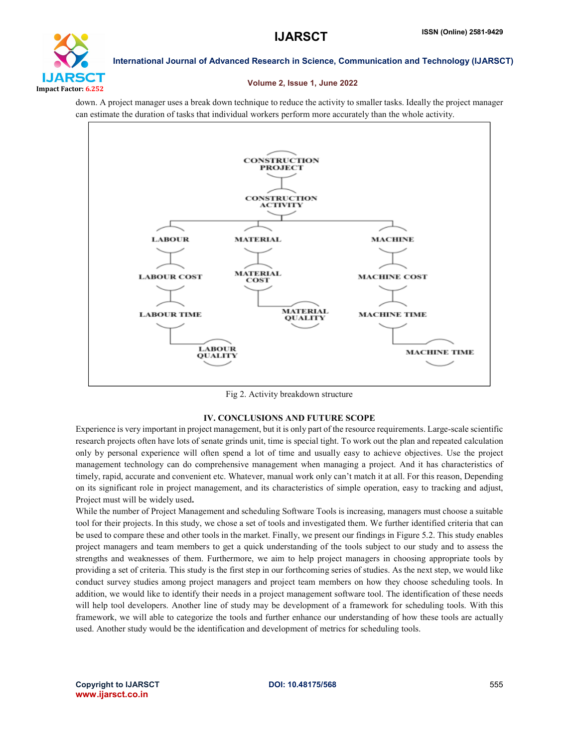down. A project manager uses a break down technique to reduce the activity to smaller tasks. Ideally the project manager can estimate the duration of tasks that individual workers perform more accurately than the whole activity.

Fig 2. Activity breakdown structure

## IV. CONCLUSIONS AND FUTURE SCOPE

Experience is very important in project management, but it is only part of the resource requirements. Large-scale scientific research projects often have lots of senate grinds unit, time is special tight. To work out the plan and repeated calculation only by personal experience will often spend a lot of time and usually easy to achieve objectives. Use the project management technology can do comprehensive management when managing a project. And it has characteristics of timely, rapid, accurate and convenient etc. Whatever, manual work only can't match it at all. For this reason, Depending on its significant role in project management, and its characteristics of simple operation, easy to tracking and adjust, Project must will be widely used**.**

While the number of Project Management and scheduling Software Tools is increasing, managers must choose a suitable tool for their projects. In this study, we chose a set of tools and investigated them. We further identified criteria that can be used to compare these and other tools in the market. Finally, we present our findings in Figure 5.2. This study enables project managers and team members to get a quick understanding of the tools subject to our study and to assess the strengths and weaknesses of them. Furthermore, we aim to help project managers in choosing appropriate tools by providing a set of criteria. This study is the first step in our forthcoming series of studies. As the next step, we would like conduct survey studies among project managers and project team members on how they choose scheduling tools. In addition, we would like to identify their needs in a project management software tool. The identification of these needs will help tool developers. Another line of study may be development of a framework for scheduling tools. With this framework, we will able to categorize the tools and further enhance our understanding of how these tools are actually used. Another study would be the identification and development of metrics for scheduling tools.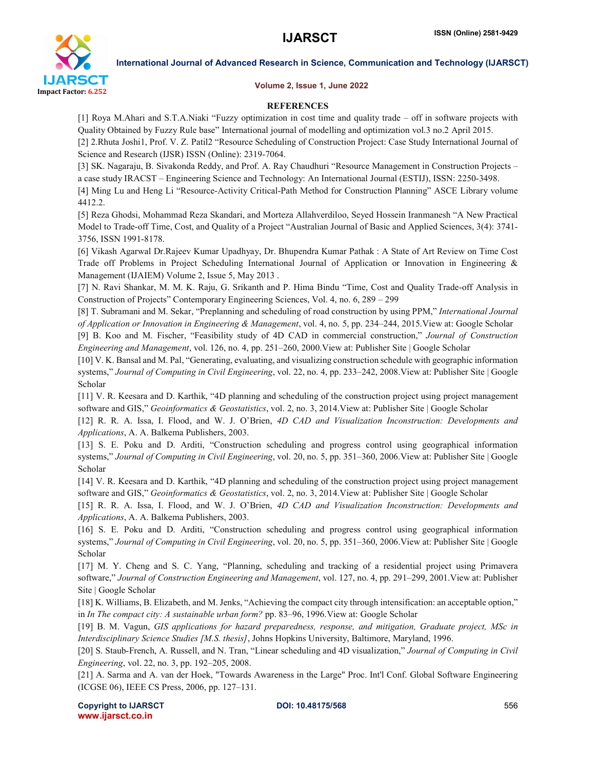## REFERENCES

[1] Roya M.Ahari and S.T.A.Niaki "Fuzzy optimization in cost time and quality trade – off in software projects with Quality Obtained by Fuzzy Rule base" International journal of modelling and optimization vol.3 no.2 April 2015.

[2] 2.Rhuta Joshi1, Prof. V. Z. Patil2 "Resource Scheduling of Construction Project: Case Study International Journal of Science and Research (IJSR) ISSN (Online): 2319-7064.

[3] SK. Nagaraju, B. Sivakonda Reddy, and Prof. A. Ray Chaudhuri "Resource Management in Construction Projects – a case study IRACST – Engineering Science and Technology: An International Journal (ESTIJ), ISSN: 2250-3498.

[4] Ming Lu and Heng Li "Resource-Activity Critical-Path Method for Construction Planning" ASCE Library volume 4412.2.

[5] Reza Ghodsi, Mohammad Reza Skandari, and Morteza Allahverdiloo, Seyed Hossein Iranmanesh "A New Practical Model to Trade-off Time, Cost, and Quality of a Project "Australian Journal of Basic and Applied Sciences, 3(4): 3741-3756, ISSN 1991-8178.

[6] Vikash Agarwal Dr.Rajeev Kumar Upadhyay, Dr. Bhupendra Kumar Pathak : A State of Art Review on Time Cost Trade off Problems in Project Scheduling International Journal of Application or Innovation in Engineering & Management (IJAIEM) Volume 2, Issue 5, May 2013 .

[7] N. Ravi Shankar, M. M. K. Raju, G. Srikanth and P. Hima Bindu "Time, Cost and Quality Trade-off Analysis in Construction of Projects" Contemporary Engineering Sciences, Vol. 4, no. 6, 289 – 299

[8] T. Subramani and M. Sekar, "Preplanning and scheduling of road construction by using PPM," *International Journal of Application or Innovation in Engineering & Management*, vol. 4, no. 5, pp. 234–244, 2015.View at: Google Scholar

[9] B. Koo and M. Fischer, "Feasibility study of 4D CAD in commercial construction," *Journal of Construction Engineering and Management*, vol. 126, no. 4, pp. 251–260, 2000.View at: Publisher Site | Google Scholar

[10] V. K. Bansal and M. Pal, "Generating, evaluating, and visualizing construction schedule with geographic information systems," *Journal of Computing in Civil Engineering*, vol. 22, no. 4, pp. 233–242, 2008.View at: Publisher Site | Google Scholar

[11] V. R. Keesara and D. Karthik, "4D planning and scheduling of the construction project using project management software and GIS," *Geoinformatics & Geostatistics*, vol. 2, no. 3, 2014.View at: Publisher Site | Google Scholar

[12] R. R. A. Issa, I. Flood, and W. J. O'Brien, *4D CAD and Visualization Inconstruction: Developments and Applications*, A. A. Balkema Publishers, 2003.

[13] S. E. Poku and D. Arditi, "Construction scheduling and progress control using geographical information systems," *Journal of Computing in Civil Engineering*, vol. 20, no. 5, pp. 351–360, 2006.View at: Publisher Site | Google Scholar

[14] V. R. Keesara and D. Karthik, "4D planning and scheduling of the construction project using project management software and GIS," *Geoinformatics & Geostatistics*, vol. 2, no. 3, 2014.View at: Publisher Site | Google Scholar

[15] R. R. A. Issa, I. Flood, and W. J. O'Brien, *4D CAD and Visualization Inconstruction: Developments and Applications*, A. A. Balkema Publishers, 2003.

[16] S. E. Poku and D. Arditi, "Construction scheduling and progress control using geographical information systems," *Journal of Computing in Civil Engineering*, vol. 20, no. 5, pp. 351–360, 2006.View at: Publisher Site | Google Scholar

[17] M. Y. Cheng and S. C. Yang, "Planning, scheduling and tracking of a residential project using Primavera software," *Journal of Construction Engineering and Management*, vol. 127, no. 4, pp. 291–299, 2001.View at: Publisher Site | Google Scholar

[18] K. Williams, B. Elizabeth, and M. Jenks, "Achieving the compact city through intensification: an acceptable option," in *In The compact city: A sustainable urban form?* pp. 83–96, 1996.View at: Google Scholar

[19] B. M. Vagun, *GIS applications for hazard preparedness, response, and mitigation, Graduate project, MSc in Interdisciplinary Science Studies [M.S. thesis]*, Johns Hopkins University, Baltimore, Maryland, 1996.

[20] S. Staub-French, A. Russell, and N. Tran, "Linear scheduling and 4D visualization," *Journal of Computing in Civil Engineering*, vol. 22, no. 3, pp. 192–205, 2008.

[21] A. Sarma and A. van der Hoek, "Towards Awareness in the Large" Proc. Int'l Conf. Global Software Engineering (ICGSE 06), IEEE CS Press, 2006, pp. 127–131.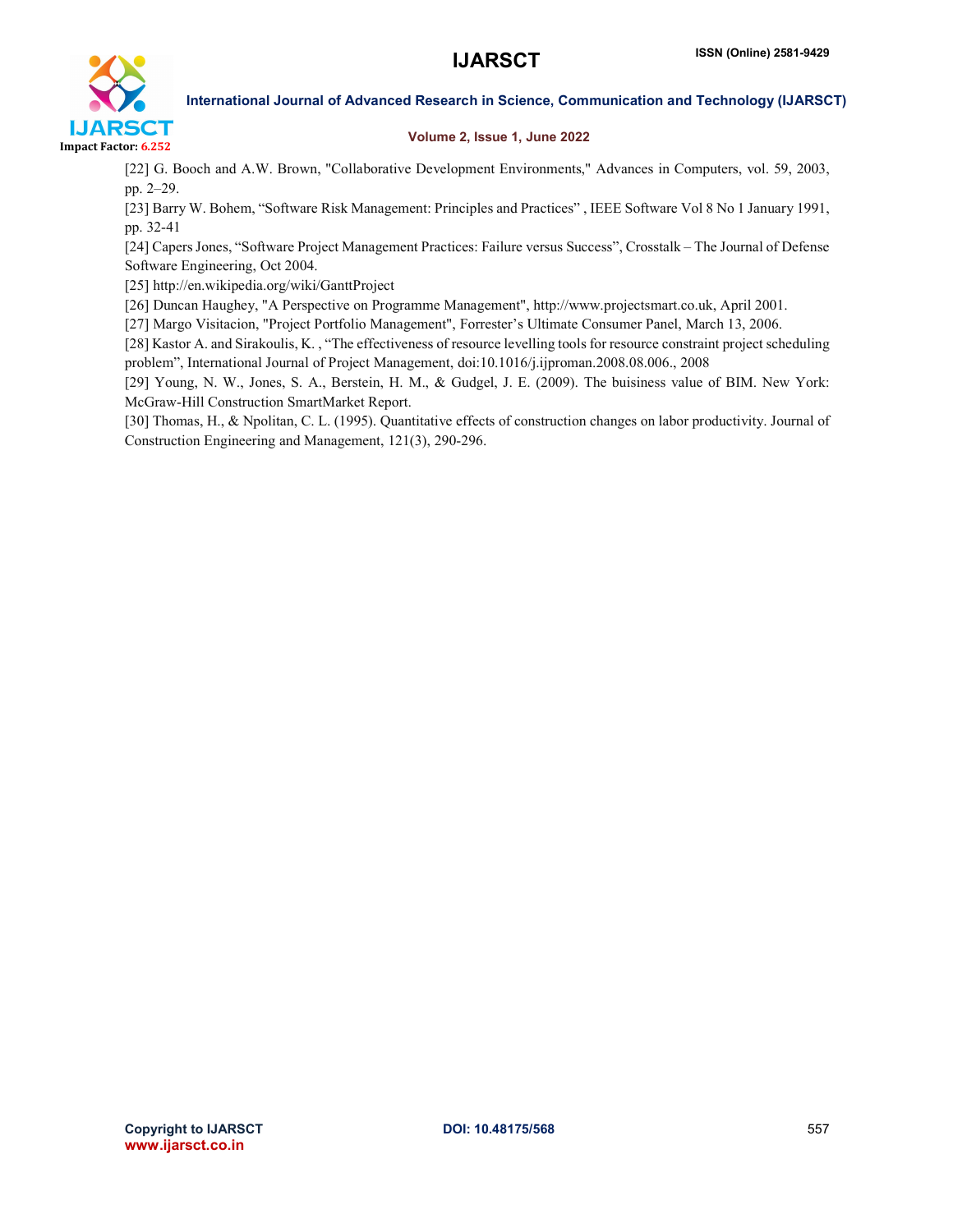[22] G. Booch and A.W. Brown, "Collaborative Development Environments," Advances in Computers, vol. 59, 2003, pp. 2–29.

[23] Barry W. Bohem, “Software Risk Management: Principles and Practices” , IEEE Software Vol 8 No 1 January 1991, pp. 32-41

[24] Capers Jones, “Software Project Management Practices: Failure versus Success”, Crosstalk – The Journal of Defense Software Engineering, Oct 2004.

[25] http://en.wikipedia.org/wiki/GanttProject

[26] Duncan Haughey, "A Perspective on Programme Management", http://www.projectsmart.co.uk, April 2001.

[27] Margo Visitacion, "Project Portfolio Management", Forrester’s Ultimate Consumer Panel, March 13, 2006.

[28] Kastor A. and Sirakoulis, K. , “The effectiveness of resource levelling tools for resource constraint project scheduling problem”, International Journal of Project Management, doi:10.1016/j.ijproman.2008.08.006., 2008

[29] Young, N. W., Jones, S. A., Berstein, H. M., & Gudgel, J. E. (2009). The buisiness value of BIM. New York: McGraw-Hill Construction SmartMarket Report.

[30] Thomas, H., & Npolitan, C. L. (1995). Quantitative effects of construction changes on labor productivity. Journal of Construction Engineering and Management, 121(3), 290-296.